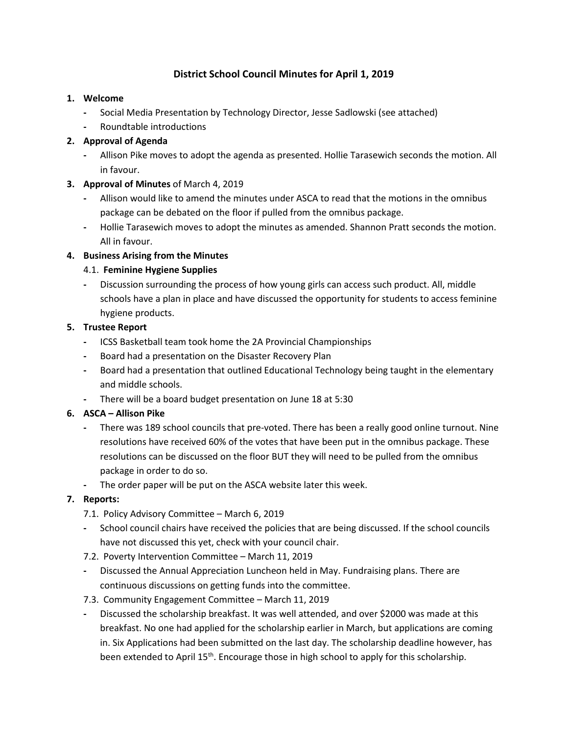# District School Council Minutes for April 1, 2019

1. **Welcome**
   - Social Media Presentation by Technology Director, Jesse Sadlowski (see attached)
   - Roundtable introductions
2. **Approval of Agenda**
   - Allison Pike moves to adopt the agenda as presented. Hollie Tarasewich seconds the motion. All in favour.
3. **Approval of Minutes** of March 4, 2019
   - Allison would like to amend the minutes under ASCA to read that the motions in the omnibus package can be debated on the floor if pulled from the omnibus package.
   - Hollie Tarasewich moves to adopt the minutes as amended. Shannon Pratt seconds the motion. All in favour.
4. **Business Arising from the Minutes**

   4.1. **Feminine Hygiene Supplies**
   - Discussion surrounding the process of how young girls can access such product. All, middle schools have a plan in place and have discussed the opportunity for students to access feminine hygiene products.
5. **Trustee Report**
   - ICSS Basketball team took home the 2A Provincial Championships
   - Board had a presentation on the Disaster Recovery Plan
   - Board had a presentation that outlined Educational Technology being taught in the elementary and middle schools.
   - There will be a board budget presentation on June 18 at 5:30
6. **ASCA – Allison Pike**
   - There was 189 school councils that pre-voted. There has been a really good online turnout. Nine resolutions have received 60% of the votes that have been put in the omnibus package. These resolutions can be discussed on the floor BUT they will need to be pulled from the omnibus package in order to do so.
   - The order paper will be put on the ASCA website later this week.
7. **Reports:**

   7.1. Policy Advisory Committee – March 6, 2019
   - School council chairs have received the policies that are being discussed. If the school councils have not discussed this yet, check with your council chair.

   7.2. Poverty Intervention Committee – March 11, 2019
   - Discussed the Annual Appreciation Luncheon held in May. Fundraising plans. There are continuous discussions on getting funds into the committee.

   7.3. Community Engagement Committee – March 11, 2019
   - Discussed the scholarship breakfast. It was well attended, and over $2000 was made at this breakfast. No one had applied for the scholarship earlier in March, but applications are coming in. Six Applications had been submitted on the last day. The scholarship deadline however, has been extended to April 15th. Encourage those in high school to apply for this scholarship.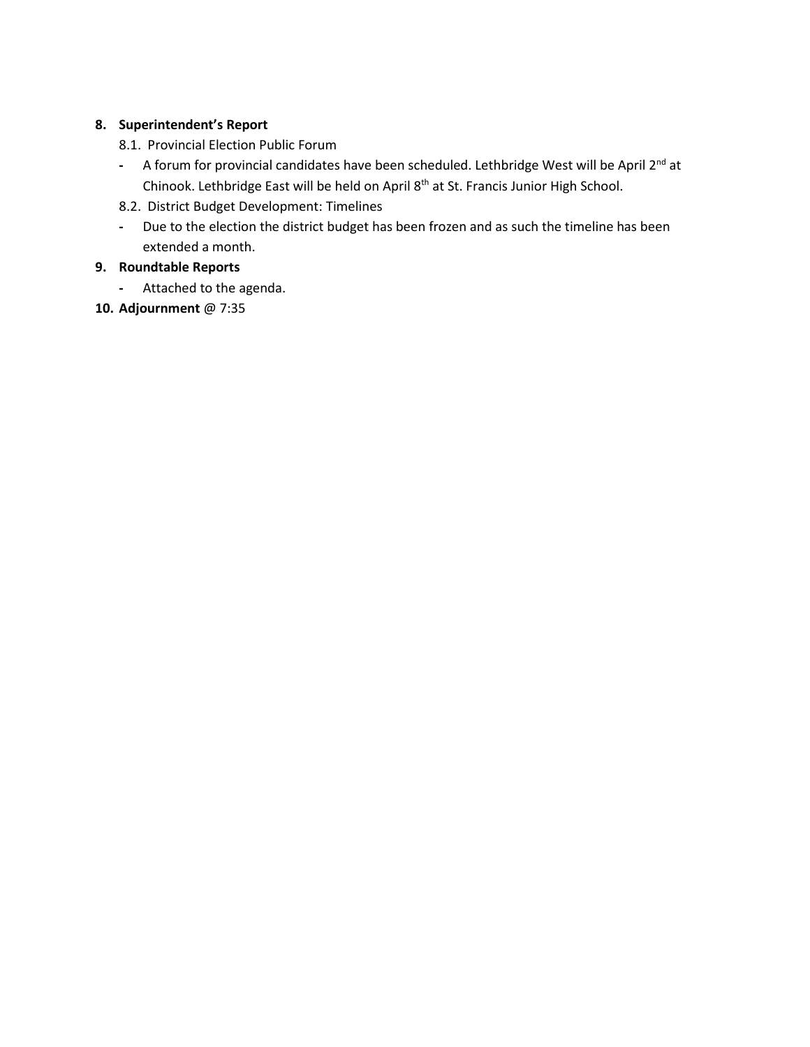8. **Superintendent's Report**

   8.1. Provincial Election Public Forum

   - A forum for provincial candidates have been scheduled. Lethbridge West will be April 2nd at Chinook. Lethbridge East will be held on April 8th at St. Francis Junior High School.

   8.2. District Budget Development: Timelines

   - Due to the election the district budget has been frozen and as such the timeline has been extended a month.

9. **Roundtable Reports**

   - Attached to the agenda.

10. **Adjournment** @ 7:35